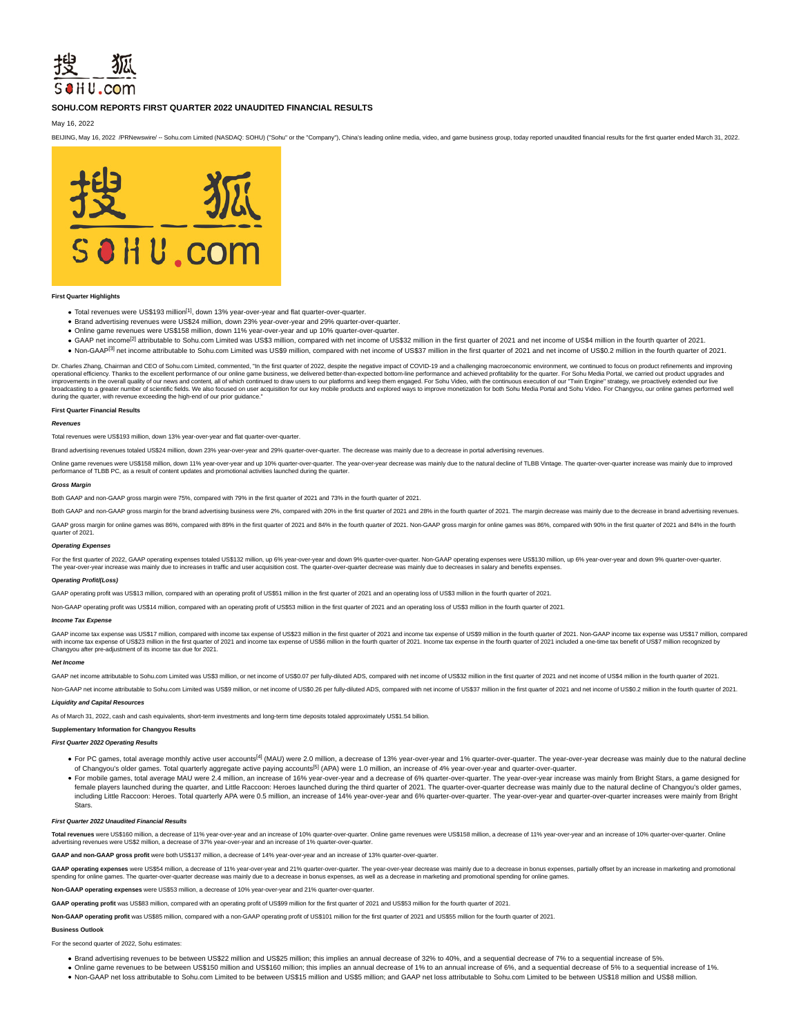# SOHU.COM REPORTS FIRST QUARTER 2022 UNAUDITED FINANCIAL RESULTS

May 16, 2022

BEIJING, May 16, 2022 /PRNewswire/ -- Sohu.com Limited (NASDAQ: SOHU) ("Sohu" or the "Company"), China's leading online media, video, and game business group, today reported unaudited financial results for the first quarter ended March 31, 2022.

**First Quarter Highlights**

- Total revenues were US$193 million[1], down 13% year-over-year and flat quarter-over-quarter.
- Brand advertising revenues were US$24 million, down 23% year-over-year and 29% quarter-over-quarter.
- Online game revenues were US$158 million, down 11% year-over-year and up 10% quarter-over-quarter.
- GAAP net income[2] attributable to Sohu.com Limited was US$3 million, compared with net income of US$32 million in the first quarter of 2021 and net income of US$4 million in the fourth quarter of 2021.
- Non-GAAP[3] net income attributable to Sohu.com Limited was US$9 million, compared with net income of US$37 million in the first quarter of 2021 and net income of US$0.2 million in the fourth quarter of 2021.

Dr. Charles Zhang, Chairman and CEO of Sohu.com Limited, commented, "In the first quarter of 2022, despite the negative impact of COVID-19 and a challenging macroeconomic environment, we continued to focus on product refinements and improving operational efficiency. Thanks to the excellent performance of our online game business, we delivered better-than-expected bottom-line performance and achieved profitability for the quarter. For Sohu Media Portal, we carried out product upgrades and improvements in the overall quality of our news and content, all of which continued to draw users to our platforms and keep them engaged. For Sohu Video, with the continuous execution of our "Twin Engine" strategy, we proactively extended our live broadcasting to a greater number of scientific fields. We also focused on user acquisition for our key mobile products and explored ways to improve monetization for both Sohu Media Portal and Sohu Video. For Changyou, our online games performed well during the quarter, with revenue exceeding the high-end of our prior guidance."

**First Quarter Financial Results**

***Revenues***

Total revenues were US$193 million, down 13% year-over-year and flat quarter-over-quarter.

Brand advertising revenues totaled US$24 million, down 23% year-over-year and 29% quarter-over-quarter. The decrease was mainly due to a decrease in portal advertising revenues.

Online game revenues were US$158 million, down 11% year-over-year and up 10% quarter-over-quarter. The year-over-year decrease was mainly due to the natural decline of TLBB Vintage. The quarter-over-quarter increase was mainly due to improved performance of TLBB PC, as a result of content updates and promotional activities launched during the quarter.

***Gross Margin***

Both GAAP and non-GAAP gross margin were 75%, compared with 79% in the first quarter of 2021 and 73% in the fourth quarter of 2021.

Both GAAP and non-GAAP gross margin for the brand advertising business were 2%, compared with 20% in the first quarter of 2021 and 28% in the fourth quarter of 2021. The margin decrease was mainly due to the decrease in brand advertising revenues.

GAAP gross margin for online games was 86%, compared with 89% in the first quarter of 2021 and 84% in the fourth quarter of 2021. Non-GAAP gross margin for online games was 86%, compared with 90% in the first quarter of 2021 and 84% in the fourth quarter of 2021.

***Operating Expenses***

For the first quarter of 2022, GAAP operating expenses totaled US$132 million, up 6% year-over-year and down 9% quarter-over-quarter. Non-GAAP operating expenses were US$130 million, up 6% year-over-year and down 9% quarter-over-quarter. The year-over-year increase was mainly due to increases in traffic and user acquisition cost. The quarter-over-quarter decrease was mainly due to decreases in salary and benefits expenses.

***Operating Profit/(Loss)***

GAAP operating profit was US$13 million, compared with an operating profit of US$51 million in the first quarter of 2021 and an operating loss of US$3 million in the fourth quarter of 2021.

Non-GAAP operating profit was US$14 million, compared with an operating profit of US$53 million in the first quarter of 2021 and an operating loss of US$3 million in the fourth quarter of 2021.

***Income Tax Expense***

GAAP income tax expense was US$17 million, compared with income tax expense of US$23 million in the first quarter of 2021 and income tax expense of US$9 million in the fourth quarter of 2021. Non-GAAP income tax expense was US$17 million, compared with income tax expense of US$23 million in the first quarter of 2021 and income tax expense of US$6 million in the fourth quarter of 2021. Income tax expense in the fourth quarter of 2021 included a one-time tax benefit of US$7 million recognized by Changyou after pre-adjustment of its income tax due for 2021.

***Net Income***

GAAP net income attributable to Sohu.com Limited was US$3 million, or net income of US$0.07 per fully-diluted ADS, compared with net income of US$32 million in the first quarter of 2021 and net income of US$4 million in the fourth quarter of 2021.

Non-GAAP net income attributable to Sohu.com Limited was US$9 million, or net income of US$0.26 per fully-diluted ADS, compared with net income of US$37 million in the first quarter of 2021 and net income of US$0.2 million in the fourth quarter of 2021.

***Liquidity and Capital Resources***

As of March 31, 2022, cash and cash equivalents, short-term investments and long-term time deposits totaled approximately US$1.54 billion.

**Supplementary Information for Changyou Results**

***First Quarter 2022 Operating Results***

- For PC games, total average monthly active user accounts[4] (MAU) were 2.0 million, a decrease of 13% year-over-year and 1% quarter-over-quarter. The year-over-year decrease was mainly due to the natural decline of Changyou's older games. Total quarterly aggregate active paying accounts[5] (APA) were 1.0 million, an increase of 4% year-over-year and quarter-over-quarter.
- For mobile games, total average MAU were 2.4 million, an increase of 16% year-over-year and a decrease of 6% quarter-over-quarter. The year-over-year increase was mainly from Bright Stars, a game designed for female players launched during the quarter, and Little Raccoon: Heroes launched during the third quarter of 2021. The quarter-over-quarter decrease was mainly due to the natural decline of Changyou's older games, including Little Raccoon: Heroes. Total quarterly APA were 0.5 million, an increase of 14% year-over-year and 6% quarter-over-quarter. The year-over-year and quarter-over-quarter increases were mainly from Bright Stars.

***First Quarter 2022 Unaudited Financial Results***

**Total revenues** were US$160 million, a decrease of 11% year-over-year and an increase of 10% quarter-over-quarter. Online game revenues were US$158 million, a decrease of 11% year-over-year and an increase of 10% quarter-over-quarter. Online advertising revenues were US$2 million, a decrease of 37% year-over-year and an increase of 1% quarter-over-quarter.

**GAAP and non-GAAP gross profit** were both US$137 million, a decrease of 14% year-over-year and an increase of 13% quarter-over-quarter.

**GAAP operating expenses** were US$54 million, a decrease of 11% year-over-year and 21% quarter-over-quarter. The year-over-year decrease was mainly due to a decrease in bonus expenses, partially offset by an increase in marketing and promotional spending for online games. The quarter-over-quarter decrease was mainly due to a decrease in bonus expenses, as well as a decrease in marketing and promotional spending for online games.

**Non-GAAP operating expenses** were US$53 million, a decrease of 10% year-over-year and 21% quarter-over-quarter.

**GAAP operating profit** was US$83 million, compared with an operating profit of US$99 million for the first quarter of 2021 and US$53 million for the fourth quarter of 2021.

**Non-GAAP operating profit** was US$85 million, compared with a non-GAAP operating profit of US$101 million for the first quarter of 2021 and US$55 million for the fourth quarter of 2021.

**Business Outlook**

For the second quarter of 2022, Sohu estimates:

- Brand advertising revenues to be between US$22 million and US$25 million; this implies an annual decrease of 32% to 40%, and a sequential decrease of 7% to a sequential increase of 5%.
- Online game revenues to be between US$150 million and US$160 million; this implies an annual decrease of 1% to an annual increase of 6%, and a sequential decrease of 5% to a sequential increase of 1%.
- Non-GAAP net loss attributable to Sohu.com Limited to be between US$15 million and US$5 million; and GAAP net loss attributable to Sohu.com Limited to be between US$18 million and US$8 million.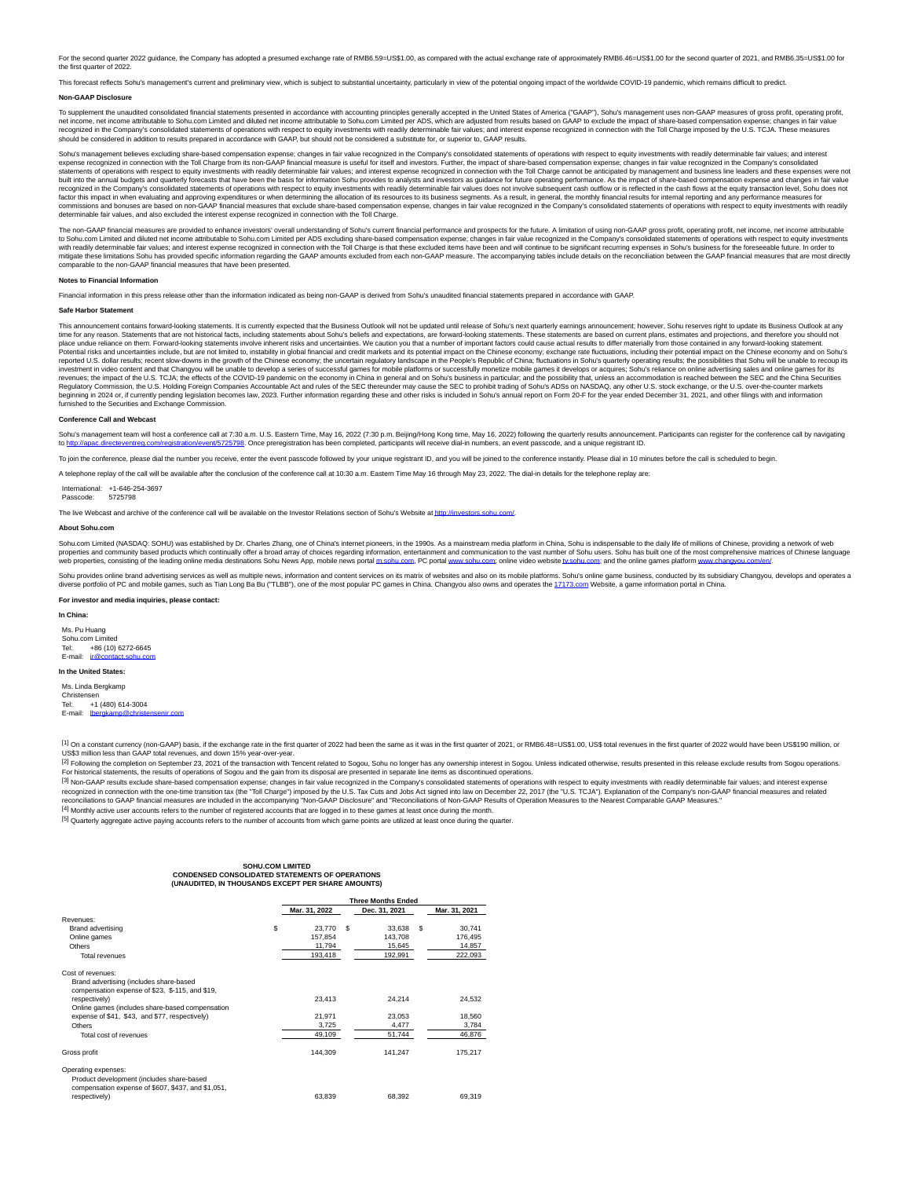For the second quarter 2022 guidance, the Company has adopted a presumed exchange rate of RMB6.59=US$1.00, as compared with the actual exchange rate of approximately RMB6.46=US$1.00 for the second quarter of 2021, and RMB6.35=US$1.00 for the first quarter of 2022.

This forecast reflects Sohu's management's current and preliminary view, which is subject to substantial uncertainty, particularly in view of the potential ongoing impact of the worldwide COVID-19 pandemic, which remains difficult to predict.

**Non-GAAP Disclosure**

To supplement the unaudited consolidated financial statements presented in accordance with accounting principles generally accepted in the United States of America ("GAAP"), Sohu's management uses non-GAAP measures of gross profit, operating profit, net income, net income attributable to Sohu.com Limited and diluted net income attributable to Sohu.com Limited per ADS, which are adjusted from results based on GAAP to exclude the impact of share-based compensation expense; changes in fair value recognized in the Company's consolidated statements of operations with respect to equity investments with readily determinable fair values; and interest expense recognized in connection with the Toll Charge imposed by the U.S. TCJA. These measures should be considered in addition to results prepared in accordance with GAAP, but should not be considered a substitute for, or superior to, GAAP results.

Sohu's management believes excluding share-based compensation expense; changes in fair value recognized in the Company's consolidated statements of operations with respect to equity investments with readily determinable fair values; and interest expense recognized in connection with the Toll Charge from its non-GAAP financial measure is useful for itself and investors. Further, the impact of share-based compensation expense; changes in fair value recognized in the Company's consolidated statements of operations with respect to equity investments with readily determinable fair values; and interest expense recognized in connection with the Toll Charge cannot be anticipated by management and business line leaders and these expenses were not built into the annual budgets and quarterly forecasts that have been the basis for information Sohu provides to analysts and investors as guidance for future operating performance. As the impact of share-based compensation expense and changes in fair value recognized in the Company's consolidated statements of operations with respect to equity investments with readily determinable fair values does not involve subsequent cash outflow or is reflected in the cash flows at the equity transaction level, Sohu does not factor this impact in when evaluating and approving expenditures or when determining the allocation of its resources to its business segments. As a result, in general, the monthly financial results for internal reporting and any performance measures for commissions and bonuses are based on non-GAAP financial measures that exclude share-based compensation expense, changes in fair value recognized in the Company's consolidated statements of operations with respect to equity investments with readily determinable fair values, and also excluded the interest expense recognized in connection with the Toll Charge.

The non-GAAP financial measures are provided to enhance investors' overall understanding of Sohu's current financial performance and prospects for the future. A limitation of using non-GAAP gross profit, operating profit, net income, net income attributable to Sohu.com Limited and diluted net income attributable to Sohu.com Limited per ADS excluding share-based compensation expense; changes in fair value recognized in the Company's consolidated statements of operations with respect to equity investments with readily determinable fair values; and interest expense recognized in connection with the Toll Charge is that these excluded items have been and will continue to be significant recurring expenses in Sohu's business for the foreseeable future. In order to mitigate these limitations Sohu has provided specific information regarding the GAAP amounts excluded from each non-GAAP measure. The accompanying tables include details on the reconciliation between the GAAP financial measures that are most directly comparable to the non-GAAP financial measures that have been presented.

**Notes to Financial Information**

Financial information in this press release other than the information indicated as being non-GAAP is derived from Sohu's unaudited financial statements prepared in accordance with GAAP.

**Safe Harbor Statement**

This announcement contains forward-looking statements. It is currently expected that the Business Outlook will not be updated until release of Sohu's next quarterly earnings announcement; however, Sohu reserves right to update its Business Outlook at any time for any reason. Statements that are not historical facts, including statements about Sohu's beliefs and expectations, are forward-looking statements. These statements are based on current plans, estimates and projections, and therefore you should not place undue reliance on them. Forward-looking statements involve inherent risks and uncertainties. We caution you that a number of important factors could cause actual results to differ materially from those contained in any forward-looking statement. Potential risks and uncertainties include, but are not limited to, instability in global financial and credit markets and its potential impact on the Chinese economy; exchange rate fluctuations, including their potential impact on the Chinese economy and on Sohu's reported U.S. dollar results; recent slow-downs in the growth of the Chinese economy; the uncertain regulatory landscape in the People's Republic of China; fluctuations in Sohu's quarterly operating results; the possibilities that Sohu will be unable to recoup its investment in video content and that Changyou will be unable to develop a series of successful games for mobile platforms or successfully monetize mobile games it develops or acquires; Sohu's reliance on online advertising sales and online games for its revenues; the impact of the U.S. TCJA; the effects of the COVID-19 pandemic on the economy in China in general and on Sohu's business in particular; and the possibility that, unless an accommodation is reached between the SEC and the China Securities Regulatory Commission, the U.S. Holding Foreign Companies Accountable Act and rules of the SEC thereunder may cause the SEC to prohibit trading of Sohu's ADSs on NASDAQ, any other U.S. stock exchange, or the U.S. over-the-counter markets beginning in 2024 or, if currently pending legislation becomes law, 2023. Further information regarding these and other risks is included in Sohu's annual report on Form 20-F for the year ended December 31, 2021, and other filings with and information furnished to the Securities and Exchange Commission.

**Conference Call and Webcast**

Sohu's management team will host a conference call at 7:30 a.m. U.S. Eastern Time, May 16, 2022 (7:30 p.m. Beijing/Hong Kong time, May 16, 2022) following the quarterly results announcement. Participants can register for the conference call by navigating to http://apac.directeventreg.com/registration/event/5725798. Once preregistration has been completed, participants will receive dial-in numbers, an event passcode, and a unique registrant ID.

To join the conference, please dial the number you receive, enter the event passcode followed by your unique registrant ID, and you will be joined to the conference instantly. Please dial in 10 minutes before the call is scheduled to begin.

A telephone replay of the call will be available after the conclusion of the conference call at 10:30 a.m. Eastern Time May 16 through May 23, 2022. The dial-in details for the telephone replay are:

International: +1-646-254-3697
Passcode: 5725798

The live Webcast and archive of the conference call will be available on the Investor Relations section of Sohu's Website at http://investors.sohu.com/.

**About Sohu.com**

Sohu.com Limited (NASDAQ: SOHU) was established by Dr. Charles Zhang, one of China's internet pioneers, in the 1990s. As a mainstream media platform in China, Sohu is indispensable to the daily life of millions of Chinese, providing a network of web properties and community based products which continually offer a broad array of choices regarding information, entertainment and communication to the vast number of Sohu users. Sohu has built one of the most comprehensive matrices of Chinese language web properties, consisting of the leading online media destinations Sohu News App, mobile news portal m.sohu.com, PC portal www.sohu.com; online video website tv.sohu.com; and the online games platform www.changyou.com/en/.

Sohu provides online brand advertising services as well as multiple news, information and content services on its matrix of websites and also on its mobile platforms. Sohu's online game business, conducted by its subsidiary Changyou, develops and operates a diverse portfolio of PC and mobile games, such as Tian Long Ba Bu ("TLBB"), one of the most popular PC games in China. Changyou also owns and operates the 17173.com Website, a game information portal in China.

**For investor and media inquiries, please contact:**

**In China:**

Ms. Pu Huang
Sohu.com Limited
Tel: +86 (10) 6272-6645
E-mail: ir@contact.sohu.com

**In the United States:**

Ms. Linda Bergkamp
Christensen
Tel: +1 (480) 614-3004
E-mail: lbergkamp@christensenir.com

[1] On a constant currency (non-GAAP) basis, if the exchange rate in the first quarter of 2022 had been the same as it was in the first quarter of 2021, or RMB6.48=US$1.00, US$ total revenues in the first quarter of 2022 would have been US$190 million, or US$3 million less than GAAP total revenues, and down 15% year-over-year.

[2] Following the completion on September 23, 2021 of the transaction with Tencent related to Sogou, Sohu no longer has any ownership interest in Sogou. Unless indicated otherwise, results presented in this release exclude results from Sogou operations. For historical statements, the results of operations of Sogou and the gain from its disposal are presented in separate line items as discontinued operations.

[3] Non-GAAP results exclude share-based compensation expense; changes in fair value recognized in the Company's consolidated statements of operations with respect to equity investments with readily determinable fair values; and interest expense recognized in connection with the one-time transition tax (the "Toll Charge") imposed by the U.S. Tax Cuts and Jobs Act signed into law on December 22, 2017 (the "U.S. TCJA"). Explanation of the Company's non-GAAP financial measures and related reconciliations to GAAP financial measures are included in the accompanying "Non-GAAP Disclosure" and "Reconciliations of Non-GAAP Results of Operation Measures to the Nearest Comparable GAAP Measures."

[4] Monthly active user accounts refers to the number of registered accounts that are logged in to these games at least once during the month.

[5] Quarterly aggregate active paying accounts refers to the number of accounts from which game points are utilized at least once during the quarter.

**SOHU.COM LIMITED**
**CONDENSED CONSOLIDATED STATEMENTS OF OPERATIONS**
**(UNAUDITED, IN THOUSANDS EXCEPT PER SHARE AMOUNTS)**

| | Three Months Ended | | |
|---|---|---|---|
| | Mar. 31, 2022 | Dec. 31, 2021 | Mar. 31, 2021 |
| Revenues: | | | |
| Brand advertising | $ 23,770 | $ 33,638 | $ 30,741 |
| Online games | 157,854 | 143,708 | 176,495 |
| Others | 11,794 | 15,645 | 14,857 |
| Total revenues | 193,418 | 192,991 | 222,093 |
| | | | |
| Cost of revenues: | | | |
| Brand advertising (includes share-based compensation expense of $23, $-115, and $19, respectively) | 23,413 | 24,214 | 24,532 |
| Online games (includes share-based compensation expense of $41, $43, and $77, respectively) | 21,971 | 23,053 | 18,560 |
| Others | 3,725 | 4,477 | 3,784 |
| Total cost of revenues | 49,109 | 51,744 | 46,876 |
| | | | |
| Gross profit | 144,309 | 141,247 | 175,217 |
| | | | |
| Operating expenses: | | | |
| Product development (includes share-based compensation expense of $607, $437, and $1,051, respectively) | 63,839 | 68,392 | 69,319 |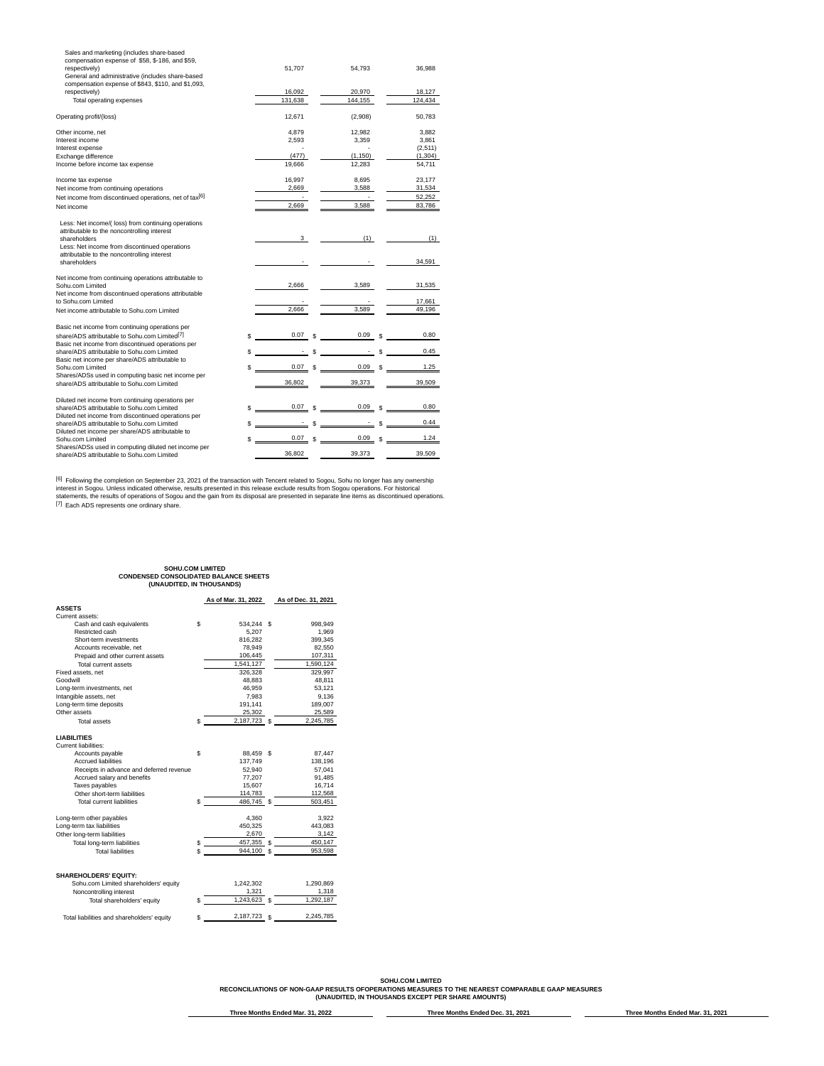| | | | |
|---|---|---|---|
| Sales and marketing (includes share-based compensation expense of $58, $-186, and $59, respectively) | 51,707 | 54,793 | 36,988 |
| General and administrative (includes share-based compensation expense of $843, $110, and $1,093, respectively) | 16,092 | 20,970 | 18,127 |
| Total operating expenses | 131,638 | 144,155 | 124,434 |
| | | | |
| Operating profit/(loss) | 12,671 | (2,908) | 50,783 |
| | | | |
| Other income, net | 4,879 | 12,982 | 3,882 |
| Interest income | 2,593 | 3,359 | 3,861 |
| Interest expense | - | - | (2,511) |
| Exchange difference | (477) | (1,150) | (1,304) |
| Income before income tax expense | 19,666 | 12,283 | 54,711 |
| | | | |
| Income tax expense | 16,997 | 8,695 | 23,177 |
| Net income from continuing operations | 2,669 | 3,588 | 31,534 |
| Net income from discontinued operations, net of tax[6] | - | - | 52,252 |
| Net income | 2,669 | 3,588 | 83,786 |
| | | | |
| Less: Net income/( loss) from continuing operations attributable to the noncontrolling interest shareholders | 3 | (1) | (1) |
| Less: Net income from discontinued operations attributable to the noncontrolling interest shareholders | - | - | 34,591 |
| | | | |
| Net income from continuing operations attributable to Sohu.com Limited | 2,666 | 3,589 | 31,535 |
| Net income from discontinued operations attributable to Sohu.com Limited | - | - | 17,661 |
| Net income attributable to Sohu.com Limited | 2,666 | 3,589 | 49,196 |
| | | | |
| Basic net income from continuing operations per share/ADS attributable to Sohu.com Limited[7] | $ 0.07 | $ 0.09 | $ 0.80 |
| Basic net income from discontinued operations per share/ADS attributable to Sohu.com Limited | $ - | $ - | $ 0.45 |
| Basic net income per share/ADS attributable to Sohu.com Limited | $ 0.07 | $ 0.09 | $ 1.25 |
| Shares/ADSs used in computing basic net income per share/ADS attributable to Sohu.com Limited | 36,802 | 39,373 | 39,509 |
| | | | |
| Diluted net income from continuing operations per share/ADS attributable to Sohu.com Limited | $ 0.07 | $ 0.09 | $ 0.80 |
| Diluted net income from discontinued operations per share/ADS attributable to Sohu.com Limited | $ - | $ - | $ 0.44 |
| Diluted net income per share/ADS attributable to Sohu.com Limited | $ 0.07 | $ 0.09 | $ 1.24 |
| Shares/ADSs used in computing diluted net income per share/ADS attributable to Sohu.com Limited | 36,802 | 39,373 | 39,509 |

[6] Following the completion on September 23, 2021 of the transaction with Tencent related to Sogou, Sohu no longer has any ownership interest in Sogou. Unless indicated otherwise, results presented in this release exclude results from Sogou operations. For historical statements, the results of operations of Sogou and the gain from its disposal are presented in separate line items as discontinued operations.

[7] Each ADS represents one ordinary share.

**SOHU.COM LIMITED**
**CONDENSED CONSOLIDATED BALANCE SHEETS**
**(UNAUDITED, IN THOUSANDS)**

| | As of Mar. 31, 2022 | As of Dec. 31, 2021 |
|---|---|---|
| **ASSETS** | | |
| Current assets: | | |
| Cash and cash equivalents | $ 534,244 | $ 998,949 |
| Restricted cash | 5,207 | 1,969 |
| Short-term investments | 816,282 | 399,345 |
| Accounts receivable, net | 78,949 | 82,550 |
| Prepaid and other current assets | 106,445 | 107,311 |
| Total current assets | 1,541,127 | 1,590,124 |
| Fixed assets, net | 326,328 | 329,997 |
| Goodwill | 48,883 | 48,811 |
| Long-term investments, net | 46,959 | 53,121 |
| Intangible assets, net | 7,983 | 9,136 |
| Long-term time deposits | 191,141 | 189,007 |
| Other assets | 25,302 | 25,589 |
| Total assets | $ 2,187,723 | $ 2,245,785 |
| | | |
| **LIABILITIES** | | |
| Current liabilities: | | |
| Accounts payable | $ 88,459 | $ 87,447 |
| Accrued liabilities | 137,749 | 138,196 |
| Receipts in advance and deferred revenue | 52,940 | 57,041 |
| Accrued salary and benefits | 77,207 | 91,485 |
| Taxes payables | 15,607 | 16,714 |
| Other short-term liabilities | 114,783 | 112,568 |
| Total current liabilities | $ 486,745 | $ 503,451 |
| | | |
| Long-term other payables | 4,360 | 3,922 |
| Long-term tax liabilities | 450,325 | 443,083 |
| Other long-term liabilities | 2,670 | 3,142 |
| Total long-term liabilities | $ 457,355 | $ 450,147 |
| Total liabilities | $ 944,100 | $ 953,598 |
| | | |
| **SHAREHOLDERS' EQUITY:** | | |
| Sohu.com Limited shareholders' equity | 1,242,302 | 1,290,869 |
| Noncontrolling interest | 1,321 | 1,318 |
| Total shareholders' equity | $ 1,243,623 | $ 1,292,187 |
| | | |
| Total liabilities and shareholders' equity | $ 2,187,723 | $ 2,245,785 |

**SOHU.COM LIMITED**
**RECONCILIATIONS OF NON-GAAP RESULTS OFOPERATIONS MEASURES TO THE NEAREST COMPARABLE GAAP MEASURES**
**(UNAUDITED, IN THOUSANDS EXCEPT PER SHARE AMOUNTS)**

| Three Months Ended Mar. 31, 2022 | Three Months Ended Dec. 31, 2021 | Three Months Ended Mar. 31, 2021 |
|---|---|---|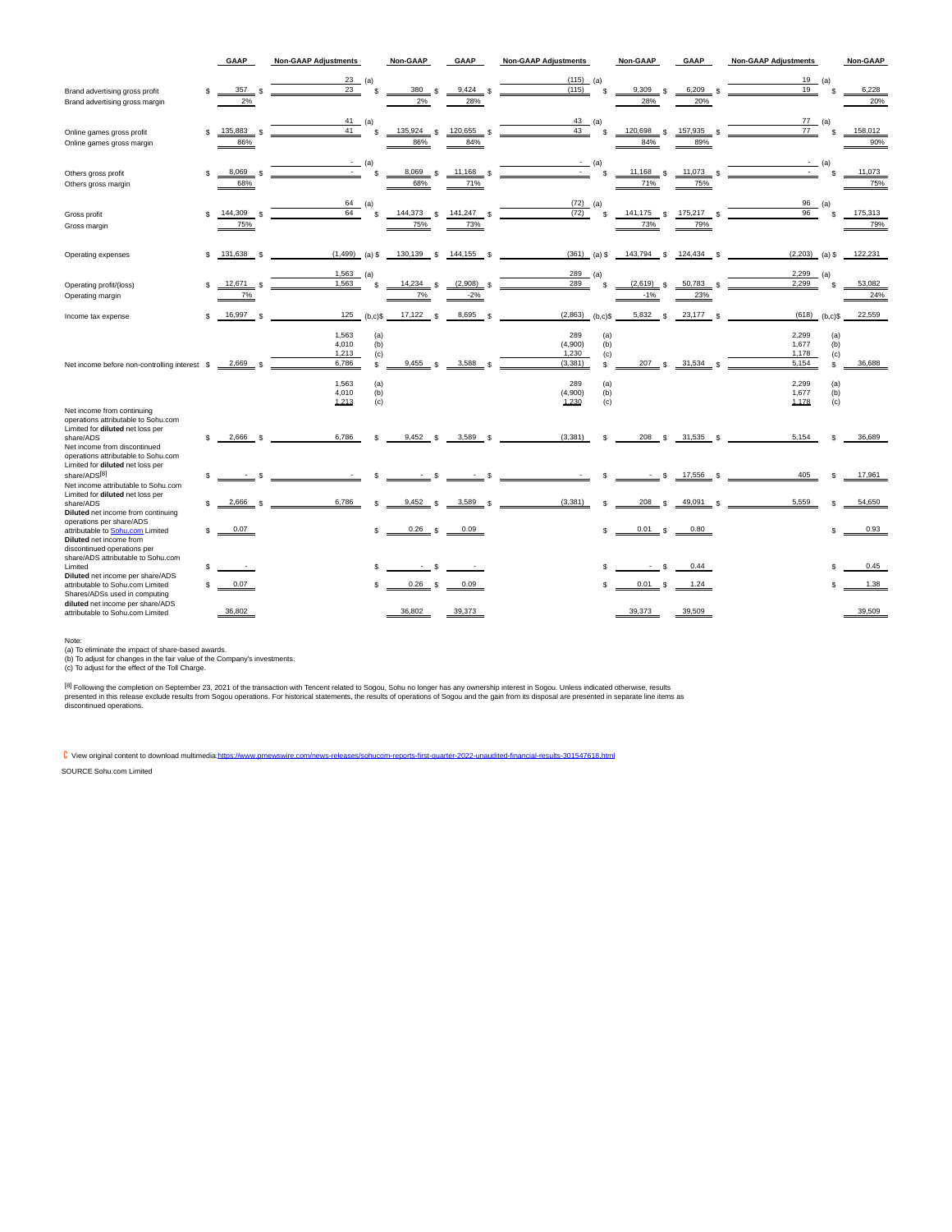| | GAAP | Non-GAAP Adjustments | | Non-GAAP | GAAP | Non-GAAP Adjustments | | Non-GAAP | GAAP | Non-GAAP Adjustments | | Non-GAAP |
|---|---|---|---|---|---|---|---|---|---|---|---|---|
| | | 23 | (a) | | | (115) | (a) | | | 19 | (a) | |
| Brand advertising gross profit | $ 357 | $ 23 | | $ 380 | $ 9,424 | $ (115) | | $ 9,309 | $ 6,209 | $ 19 | | $ 6,228 |
| Brand advertising gross margin | 2% | | | 2% | 28% | | | 28% | 20% | | | 20% |
| | | 41 | (a) | | | 43 | (a) | | | 77 | (a) | |
| Online games gross profit | $ 135,883 | $ 41 | | $ 135,924 | $ 120,655 | $ 43 | | $ 120,698 | $ 157,935 | $ 77 | | $ 158,012 |
| Online games gross margin | 86% | | | 86% | 84% | | | 84% | 89% | | | 90% |
| | | - | (a) | | | - | (a) | | | - | (a) | |
| Others gross profit | $ 8,069 | $ - | | $ 8,069 | $ 11,168 | $ - | | $ 11,168 | $ 11,073 | $ - | | $ 11,073 |
| Others gross margin | 68% | | | 68% | 71% | | | 71% | 75% | | | 75% |
| | | 64 | (a) | | | (72) | (a) | | | 96 | (a) | |
| Gross profit | $ 144,309 | $ 64 | | $ 144,373 | $ 141,247 | $ (72) | | $ 141,175 | $ 175,217 | $ 96 | | $ 175,313 |
| Gross margin | 75% | | | 75% | 73% | | | 73% | 79% | | | 79% |
| Operating expenses | $ 131,638 | $ (1,499) | (a) | $ 130,139 | $ 144,155 | $ (361) | (a) | $ 143,794 | $ 124,434 | $ (2,203) | (a) | $ 122,231 |
| | | 1,563 | (a) | | | 289 | (a) | | | 2,299 | (a) | |
| Operating profit/(loss) | $ 12,671 | $ 1,563 | | $ 14,234 | $ (2,908) | $ 289 | | $ (2,619) | $ 50,783 | $ 2,299 | | $ 53,082 |
| Operating margin | 7% | | | 7% | -2% | | | -1% | 23% | | | 24% |
| Income tax expense | $ 16,997 | $ 125 | (b,c) | $ 17,122 | $ 8,695 | $ (2,863) | (b,c) | $ 5,832 | $ 23,177 | $ (618) | (b,c) | $ 22,559 |
| | | 1,563 | (a) | | | 289 | (a) | | | 2,299 | (a) | |
| | | 4,010 | (b) | | | (4,900) | (b) | | | 1,677 | (b) | |
| | | 1,213 | (c) | | | 1,230 | (c) | | | 1,178 | (c) | |
| Net income before non-controlling interest | $ 2,669 | $ 6,786 | | $ 9,455 | $ 3,588 | $ (3,381) | | $ 207 | $ 31,534 | $ 5,154 | | $ 36,688 |
| | | 1,563 | (a) | | | 289 | (a) | | | 2,299 | (a) | |
| | | 4,010 | (b) | | | (4,900) | (b) | | | 1,677 | (b) | |
| | | 1,213 | (c) | | | 1,230 | (c) | | | 1,178 | (c) | |
| Net income from continuing operations attributable to Sohu.com Limited for **diluted** net loss per share/ADS | $ 2,666 | $ 6,786 | | $ 9,452 | $ 3,589 | $ (3,381) | | $ 208 | $ 31,535 | $ 5,154 | | $ 36,689 |
| Net income from discontinued operations attributable to Sohu.com Limited for **diluted** net loss per share/ADS[8] | $ - | $ - | | $ - | $ - | $ - | | $ - | $ 17,556 | $ 405 | | $ 17,961 |
| Net income attributable to Sohu.com Limited for **diluted** net loss per share/ADS | $ 2,666 | $ 6,786 | | $ 9,452 | $ 3,589 | $ (3,381) | | $ 208 | $ 49,091 | $ 5,559 | | $ 54,650 |
| **Diluted** net income from continuing operations per share/ADS attributable to Sohu.com Limited | $ 0.07 | | | $ 0.26 | $ 0.09 | | | $ 0.01 | $ 0.80 | | | $ 0.93 |
| **Diluted** net income from discontinued operations per share/ADS attributable to Sohu.com Limited | $ - | | | $ - | $ - | | | $ - | $ 0.44 | | | $ 0.45 |
| **Diluted** net income per share/ADS attributable to Sohu.com Limited | $ 0.07 | | | $ 0.26 | $ 0.09 | | | $ 0.01 | $ 1.24 | | | $ 1.38 |
| Shares/ADSs used in computing **diluted** net income per share/ADS attributable to Sohu.com Limited | 36,802 | | | 36,802 | 39,373 | | | 39,373 | 39,509 | | | 39,509 |

Note:
(a) To eliminate the impact of share-based awards.
(b) To adjust for changes in the fair value of the Company's investments.
(c) To adjust for the effect of the Toll Charge.

[8] Following the completion on September 23, 2021 of the transaction with Tencent related to Sogou, Sohu no longer has any ownership interest in Sogou. Unless indicated otherwise, results presented in this release exclude results from Sogou operations. For historical statements, the results of operations of Sogou and the gain from its disposal are presented in separate line items as discontinued operations.

View original content to download multimedia:https://www.prnewswire.com/news-releases/sohucom-reports-first-quarter-2022-unaudited-financial-results-301547618.html

SOURCE Sohu.com Limited